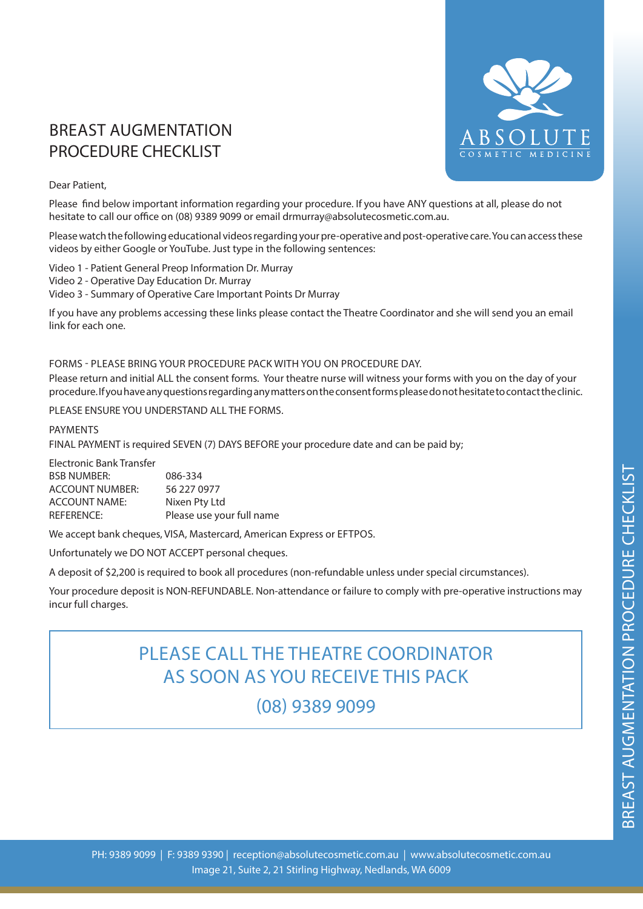# BREAST AUGMENTATION PROCEDURE CHECKLIST

Dear Patient,

Please find below important information regarding your procedure. If you have ANY questions at all, please do not hesitate to call our office on (08) 9389 9099 or email drmurray@absolutecosmetic.com.au.

Please watch the following educational videos regarding your pre-operative and post-operative care. You can access these videos by either Google or YouTube. Just type in the following sentences:

Video 1 - Patient General Preop Information Dr. Murray
Video 2 - Operative Day Education Dr. Murray
Video 3 - Summary of Operative Care Important Points Dr Murray

If you have any problems accessing these links please contact the Theatre Coordinator and she will send you an email link for each one.

FORMS - PLEASE BRING YOUR PROCEDURE PACK WITH YOU ON PROCEDURE DAY.
Please return and initial ALL the consent forms. Your theatre nurse will witness your forms with you on the day of your procedure. If you have any questions regarding any matters on the consent forms please do not hesitate to contact the clinic.

PLEASE ENSURE YOU UNDERSTAND ALL THE FORMS.

PAYMENTS
FINAL PAYMENT is required SEVEN (7) DAYS BEFORE your procedure date and can be paid by;

Electronic Bank Transfer

| | |
|---|---|
| BSB NUMBER: | 086-334 |
| ACCOUNT NUMBER: | 56 227 0977 |
| ACCOUNT NAME: | Nixen Pty Ltd |
| REFERENCE: | Please use your full name |

We accept bank cheques, VISA, Mastercard, American Express or EFTPOS.

Unfortunately we DO NOT ACCEPT personal cheques.

A deposit of $2,200 is required to book all procedures (non-refundable unless under special circumstances).

Your procedure deposit is NON-REFUNDABLE. Non-attendance or failure to comply with pre-operative instructions may incur full charges.

**PLEASE CALL THE THEATRE COORDINATOR AS SOON AS YOU RECEIVE THIS PACK**

**(08) 9389 9099**

PH: 9389 9099 | F: 9389 9390 | reception@absolutecosmetic.com.au | www.absolutecosmetic.com.au
Image 21, Suite 2, 21 Stirling Highway, Nedlands, WA 6009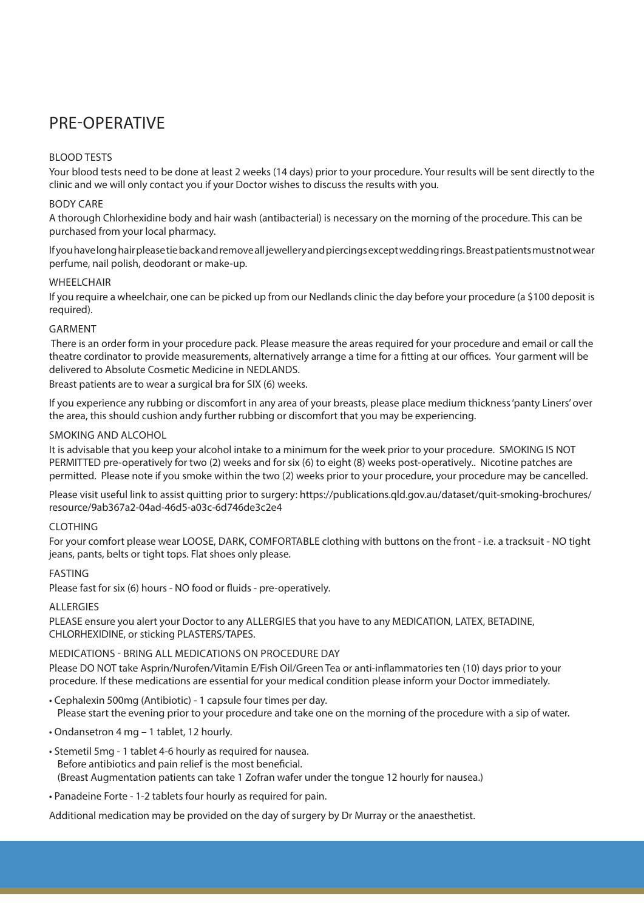# PRE-OPERATIVE

### BLOOD TESTS

Your blood tests need to be done at least 2 weeks (14 days) prior to your procedure. Your results will be sent directly to the clinic and we will only contact you if your Doctor wishes to discuss the results with you.

### BODY CARE

A thorough Chlorhexidine body and hair wash (antibacterial) is necessary on the morning of the procedure. This can be purchased from your local pharmacy.

If you have long hair please tie back and remove all jewellery and piercings except wedding rings. Breast patients must not wear perfume, nail polish, deodorant or make-up.

### WHEELCHAIR

If you require a wheelchair, one can be picked up from our Nedlands clinic the day before your procedure (a $100 deposit is required).

### GARMENT

There is an order form in your procedure pack. Please measure the areas required for your procedure and email or call the theatre cordinator to provide measurements, alternatively arrange a time for a fitting at our offices. Your garment will be delivered to Absolute Cosmetic Medicine in NEDLANDS.

Breast patients are to wear a surgical bra for SIX (6) weeks.

If you experience any rubbing or discomfort in any area of your breasts, please place medium thickness 'panty Liners' over the area, this should cushion andy further rubbing or discomfort that you may be experiencing.

### SMOKING AND ALCOHOL

It is advisable that you keep your alcohol intake to a minimum for the week prior to your procedure. SMOKING IS NOT PERMITTED pre-operatively for two (2) weeks and for six (6) to eight (8) weeks post-operatively.. Nicotine patches are permitted. Please note if you smoke within the two (2) weeks prior to your procedure, your procedure may be cancelled.

Please visit useful link to assist quitting prior to surgery: https://publications.qld.gov.au/dataset/quit-smoking-brochures/resource/9ab367a2-04ad-46d5-a03c-6d746de3c2e4

### CLOTHING

For your comfort please wear LOOSE, DARK, COMFORTABLE clothing with buttons on the front - i.e. a tracksuit - NO tight jeans, pants, belts or tight tops. Flat shoes only please.

### FASTING

Please fast for six (6) hours - NO food or fluids - pre-operatively.

### ALLERGIES

PLEASE ensure you alert your Doctor to any ALLERGIES that you have to any MEDICATION, LATEX, BETADINE, CHLORHEXIDINE, or sticking PLASTERS/TAPES.

### MEDICATIONS - BRING ALL MEDICATIONS ON PROCEDURE DAY

Please DO NOT take Asprin/Nurofen/Vitamin E/Fish Oil/Green Tea or anti-inflammatories ten (10) days prior to your procedure. If these medications are essential for your medical condition please inform your Doctor immediately.

- Cephalexin 500mg (Antibiotic) - 1 capsule four times per day.
  Please start the evening prior to your procedure and take one on the morning of the procedure with a sip of water.
- Ondansetron 4 mg – 1 tablet, 12 hourly.
- Stemetil 5mg - 1 tablet 4-6 hourly as required for nausea.
  Before antibiotics and pain relief is the most beneficial.
  (Breast Augmentation patients can take 1 Zofran wafer under the tongue 12 hourly for nausea.)
- Panadeine Forte - 1-2 tablets four hourly as required for pain.

Additional medication may be provided on the day of surgery by Dr Murray or the anaesthetist.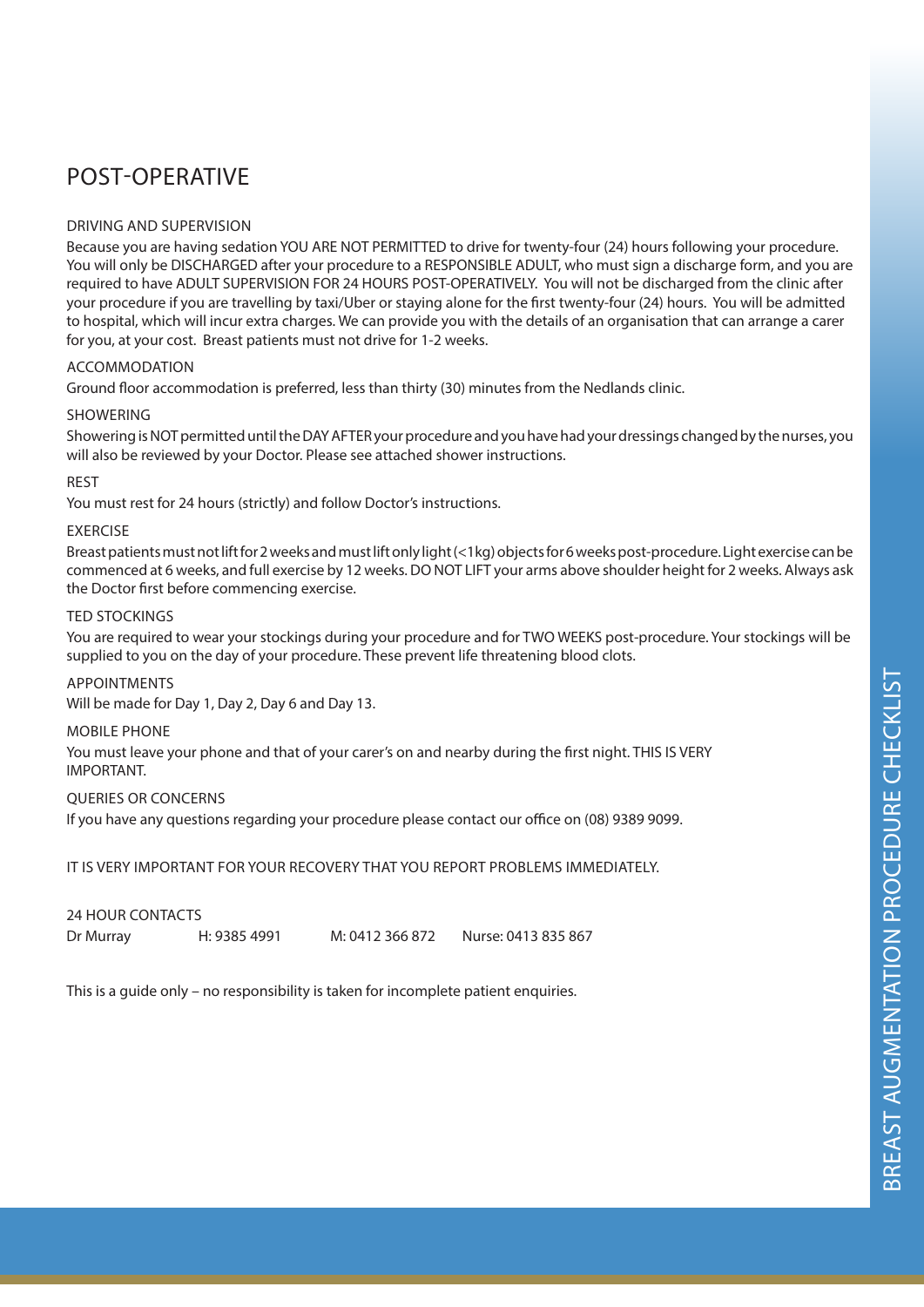# POST-OPERATIVE

### DRIVING AND SUPERVISION

Because you are having sedation YOU ARE NOT PERMITTED to drive for twenty-four (24) hours following your procedure. You will only be DISCHARGED after your procedure to a RESPONSIBLE ADULT, who must sign a discharge form, and you are required to have ADULT SUPERVISION FOR 24 HOURS POST-OPERATIVELY. You will not be discharged from the clinic after your procedure if you are travelling by taxi/Uber or staying alone for the first twenty-four (24) hours. You will be admitted to hospital, which will incur extra charges. We can provide you with the details of an organisation that can arrange a carer for you, at your cost. Breast patients must not drive for 1-2 weeks.

### ACCOMMODATION

Ground floor accommodation is preferred, less than thirty (30) minutes from the Nedlands clinic.

### SHOWERING

Showering is NOT permitted until the DAY AFTER your procedure and you have had your dressings changed by the nurses, you will also be reviewed by your Doctor. Please see attached shower instructions.

### REST

You must rest for 24 hours (strictly) and follow Doctor's instructions.

### EXERCISE

Breast patients must not lift for 2 weeks and must lift only light (<1kg) objects for 6 weeks post-procedure. Light exercise can be commenced at 6 weeks, and full exercise by 12 weeks. DO NOT LIFT your arms above shoulder height for 2 weeks. Always ask the Doctor first before commencing exercise.

### TED STOCKINGS

You are required to wear your stockings during your procedure and for TWO WEEKS post-procedure. Your stockings will be supplied to you on the day of your procedure. These prevent life threatening blood clots.

### APPOINTMENTS

Will be made for Day 1, Day 2, Day 6 and Day 13.

### MOBILE PHONE

You must leave your phone and that of your carer's on and nearby during the first night. THIS IS VERY IMPORTANT.

### QUERIES OR CONCERNS

If you have any questions regarding your procedure please contact our office on (08) 9389 9099.

IT IS VERY IMPORTANT FOR YOUR RECOVERY THAT YOU REPORT PROBLEMS IMMEDIATELY.

### 24 HOUR CONTACTS

| Dr Murray | H: 9385 4991 | M: 0412 366 872 | Nurse: 0413 835 867 |
|---|---|---|---|

This is a guide only – no responsibility is taken for incomplete patient enquiries.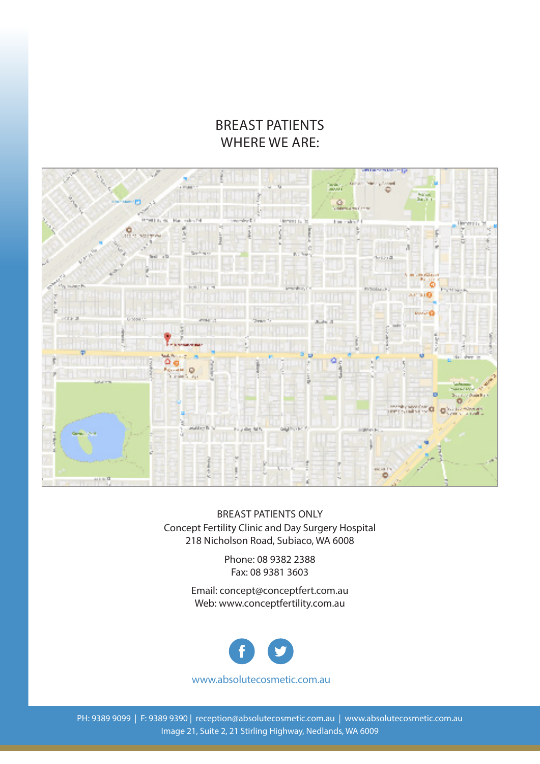# BREAST PATIENTS WHERE WE ARE:

BREAST PATIENTS ONLY
Concept Fertility Clinic and Day Surgery Hospital
218 Nicholson Road, Subiaco, WA 6008

Phone: 08 9382 2388
Fax: 08 9381 3603

Email: concept@conceptfert.com.au
Web: www.conceptfertility.com.au

www.absolutecosmetic.com.au

PH: 9389 9099 | F: 9389 9390 | reception@absolutecosmetic.com.au | www.absolutecosmetic.com.au
Image 21, Suite 2, 21 Stirling Highway, Nedlands, WA 6009